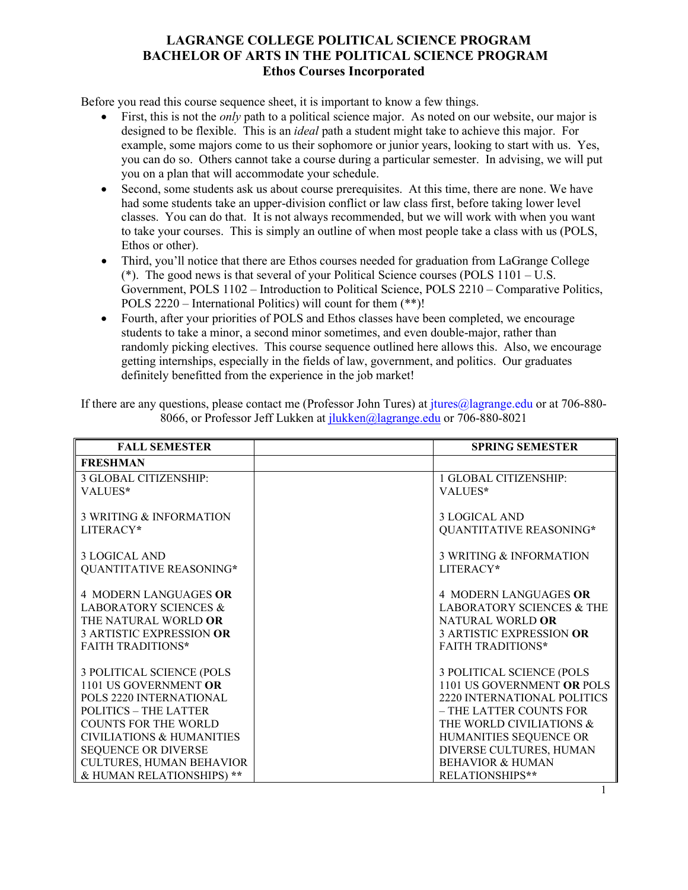# LAGRANGE COLLEGE POLITICAL SCIENCE PROGRAM
## BACHELOR OF ARTS IN THE POLITICAL SCIENCE PROGRAM
### Ethos Courses Incorporated

Before you read this course sequence sheet, it is important to know a few things.

- First, this is not the *only* path to a political science major. As noted on our website, our major is designed to be flexible. This is an *ideal* path a student might take to achieve this major. For example, some majors come to us their sophomore or junior years, looking to start with us. Yes, you can do so. Others cannot take a course during a particular semester. In advising, we will put you on a plan that will accommodate your schedule.
- Second, some students ask us about course prerequisites. At this time, there are none. We have had some students take an upper-division conflict or law class first, before taking lower level classes. You can do that. It is not always recommended, but we will work with when you want to take your courses. This is simply an outline of when most people take a class with us (POLS, Ethos or other).
- Third, you'll notice that there are Ethos courses needed for graduation from LaGrange College (*). The good news is that several of your Political Science courses (POLS 1101 – U.S. Government, POLS 1102 – Introduction to Political Science, POLS 2210 – Comparative Politics, POLS 2220 – International Politics) will count for them (**)!
- Fourth, after your priorities of POLS and Ethos classes have been completed, we encourage students to take a minor, a second minor sometimes, and even double-major, rather than randomly picking electives. This course sequence outlined here allows this. Also, we encourage getting internships, especially in the fields of law, government, and politics. Our graduates definitely benefitted from the experience in the job market!

If there are any questions, please contact me (Professor John Tures) at jtures@lagrange.edu or at 706-880-8066, or Professor Jeff Lukken at jlukken@lagrange.edu or 706-880-8021

| FALL SEMESTER | | SPRING SEMESTER |
|---|---|---|
| **FRESHMAN** | | |
| 3 GLOBAL CITIZENSHIP: VALUES* | | 1 GLOBAL CITIZENSHIP: VALUES* |
| 3 WRITING & INFORMATION LITERACY* | | 3 LOGICAL AND QUANTITATIVE REASONING* |
| 3 LOGICAL AND QUANTITATIVE REASONING* | | 3 WRITING & INFORMATION LITERACY* |
| 4 MODERN LANGUAGES **OR** LABORATORY SCIENCES & THE NATURAL WORLD **OR** 3 ARTISTIC EXPRESSION **OR** FAITH TRADITIONS* | | 4 MODERN LANGUAGES **OR** LABORATORY SCIENCES & THE NATURAL WORLD **OR** 3 ARTISTIC EXPRESSION **OR** FAITH TRADITIONS* |
| 3 POLITICAL SCIENCE (POLS 1101 US GOVERNMENT **OR** POLS 2220 INTERNATIONAL POLITICS – THE LATTER COUNTS FOR THE WORLD CIVILIATIONS & HUMANITIES SEQUENCE OR DIVERSE CULTURES, HUMAN BEHAVIOR & HUMAN RELATIONSHIPS) ** | | 3 POLITICAL SCIENCE (POLS 1101 US GOVERNMENT **OR** POLS 2220 INTERNATIONAL POLITICS – THE LATTER COUNTS FOR THE WORLD CIVILIATIONS & HUMANITIES SEQUENCE OR DIVERSE CULTURES, HUMAN BEHAVIOR & HUMAN RELATIONSHIPS** |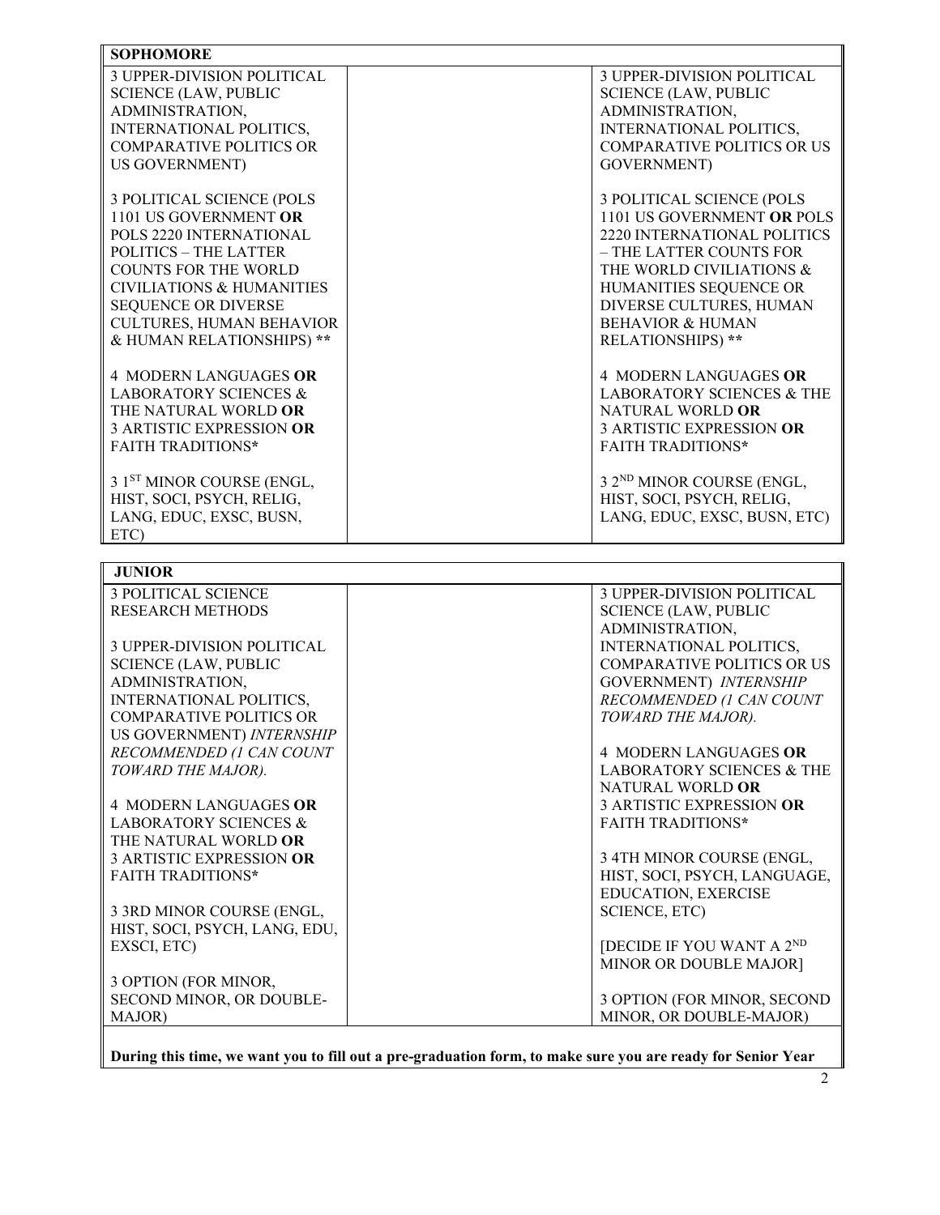| SOPHOMORE | | |
|---|---|---|
| 3 UPPER-DIVISION POLITICAL SCIENCE (LAW, PUBLIC ADMINISTRATION, INTERNATIONAL POLITICS, COMPARATIVE POLITICS OR US GOVERNMENT)<br><br>3 POLITICAL SCIENCE (POLS 1101 US GOVERNMENT **OR** POLS 2220 INTERNATIONAL POLITICS – THE LATTER COUNTS FOR THE WORLD CIVILIATIONS & HUMANITIES SEQUENCE OR DIVERSE CULTURES, HUMAN BEHAVIOR & HUMAN RELATIONSHIPS) **<br><br>4 MODERN LANGUAGES **OR** LABORATORY SCIENCES & THE NATURAL WORLD **OR** 3 ARTISTIC EXPRESSION **OR** FAITH TRADITIONS*<br><br>3 1[ST] MINOR COURSE (ENGL, HIST, SOCI, PSYCH, RELIG, LANG, EDUC, EXSC, BUSN, ETC) | | 3 UPPER-DIVISION POLITICAL SCIENCE (LAW, PUBLIC ADMINISTRATION, INTERNATIONAL POLITICS, COMPARATIVE POLITICS OR US GOVERNMENT)<br><br>3 POLITICAL SCIENCE (POLS 1101 US GOVERNMENT **OR** POLS 2220 INTERNATIONAL POLITICS – THE LATTER COUNTS FOR THE WORLD CIVILIATIONS & HUMANITIES SEQUENCE OR DIVERSE CULTURES, HUMAN BEHAVIOR & HUMAN RELATIONSHIPS) **<br><br>4 MODERN LANGUAGES **OR** LABORATORY SCIENCES & THE NATURAL WORLD **OR** 3 ARTISTIC EXPRESSION **OR** FAITH TRADITIONS*<br><br>3 2[ND] MINOR COURSE (ENGL, HIST, SOCI, PSYCH, RELIG, LANG, EDUC, EXSC, BUSN, ETC) |

| JUNIOR | | |
|---|---|---|
| 3 POLITICAL SCIENCE RESEARCH METHODS<br><br>3 UPPER-DIVISION POLITICAL SCIENCE (LAW, PUBLIC ADMINISTRATION, INTERNATIONAL POLITICS, COMPARATIVE POLITICS OR US GOVERNMENT) *INTERNSHIP RECOMMENDED (1 CAN COUNT TOWARD THE MAJOR).*<br><br>4 MODERN LANGUAGES **OR** LABORATORY SCIENCES & THE NATURAL WORLD **OR** 3 ARTISTIC EXPRESSION **OR** FAITH TRADITIONS*<br><br>3 3RD MINOR COURSE (ENGL, HIST, SOCI, PSYCH, LANG, EDU, EXSCI, ETC)<br><br>3 OPTION (FOR MINOR, SECOND MINOR, OR DOUBLE-MAJOR) | | 3 UPPER-DIVISION POLITICAL SCIENCE (LAW, PUBLIC ADMINISTRATION, INTERNATIONAL POLITICS, COMPARATIVE POLITICS OR US GOVERNMENT) *INTERNSHIP RECOMMENDED (1 CAN COUNT TOWARD THE MAJOR).*<br><br>4 MODERN LANGUAGES **OR** LABORATORY SCIENCES & THE NATURAL WORLD **OR** 3 ARTISTIC EXPRESSION **OR** FAITH TRADITIONS*<br><br>3 4TH MINOR COURSE (ENGL, HIST, SOCI, PSYCH, LANGUAGE, EDUCATION, EXERCISE SCIENCE, ETC)<br><br>[DECIDE IF YOU WANT A 2[ND] MINOR OR DOUBLE MAJOR]<br><br>3 OPTION (FOR MINOR, SECOND MINOR, OR DOUBLE-MAJOR) |

**During this time, we want you to fill out a pre-graduation form, to make sure you are ready for Senior Year**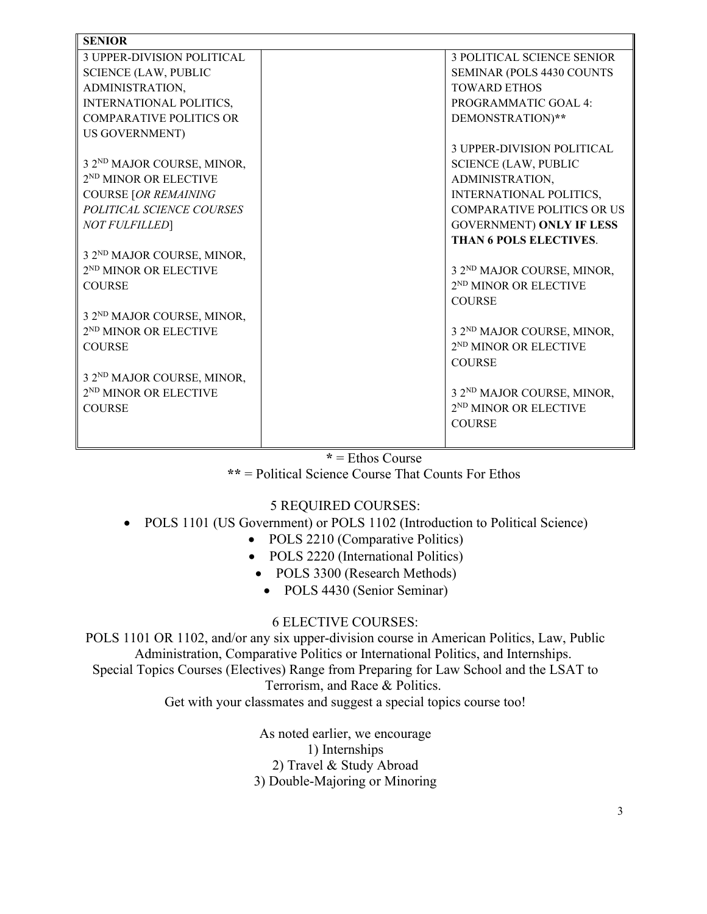| SENIOR | | |
|---|---|---|
| 3 UPPER-DIVISION POLITICAL SCIENCE (LAW, PUBLIC ADMINISTRATION, INTERNATIONAL POLITICS, COMPARATIVE POLITICS OR US GOVERNMENT)<br><br>3 2ND MAJOR COURSE, MINOR, 2ND MINOR OR ELECTIVE COURSE [*OR REMAINING POLITICAL SCIENCE COURSES NOT FULFILLED*]<br><br>3 2ND MAJOR COURSE, MINOR, 2ND MINOR OR ELECTIVE COURSE<br><br>3 2ND MAJOR COURSE, MINOR, 2ND MINOR OR ELECTIVE COURSE<br><br>3 2ND MAJOR COURSE, MINOR, 2ND MINOR OR ELECTIVE COURSE | | 3 POLITICAL SCIENCE SENIOR SEMINAR (POLS 4430 COUNTS TOWARD ETHOS PROGRAMMATIC GOAL 4: DEMONSTRATION)**<br><br>3 UPPER-DIVISION POLITICAL SCIENCE (LAW, PUBLIC ADMINISTRATION, INTERNATIONAL POLITICS, COMPARATIVE POLITICS OR US GOVERNMENT) **ONLY IF LESS THAN 6 POLS ELECTIVES**.<br><br>3 2ND MAJOR COURSE, MINOR, 2ND MINOR OR ELECTIVE COURSE<br><br>3 2ND MAJOR COURSE, MINOR, 2ND MINOR OR ELECTIVE COURSE<br><br>3 2ND MAJOR COURSE, MINOR, 2ND MINOR OR ELECTIVE COURSE |

\* = Ethos Course

** = Political Science Course That Counts For Ethos

5 REQUIRED COURSES:

- POLS 1101 (US Government) or POLS 1102 (Introduction to Political Science)
- POLS 2210 (Comparative Politics)
- POLS 2220 (International Politics)
- POLS 3300 (Research Methods)
- POLS 4430 (Senior Seminar)

6 ELECTIVE COURSES:

POLS 1101 OR 1102, and/or any six upper-division course in American Politics, Law, Public Administration, Comparative Politics or International Politics, and Internships.
Special Topics Courses (Electives) Range from Preparing for Law School and the LSAT to Terrorism, and Race & Politics.
Get with your classmates and suggest a special topics course too!

As noted earlier, we encourage
1) Internships
2) Travel & Study Abroad
3) Double-Majoring or Minoring